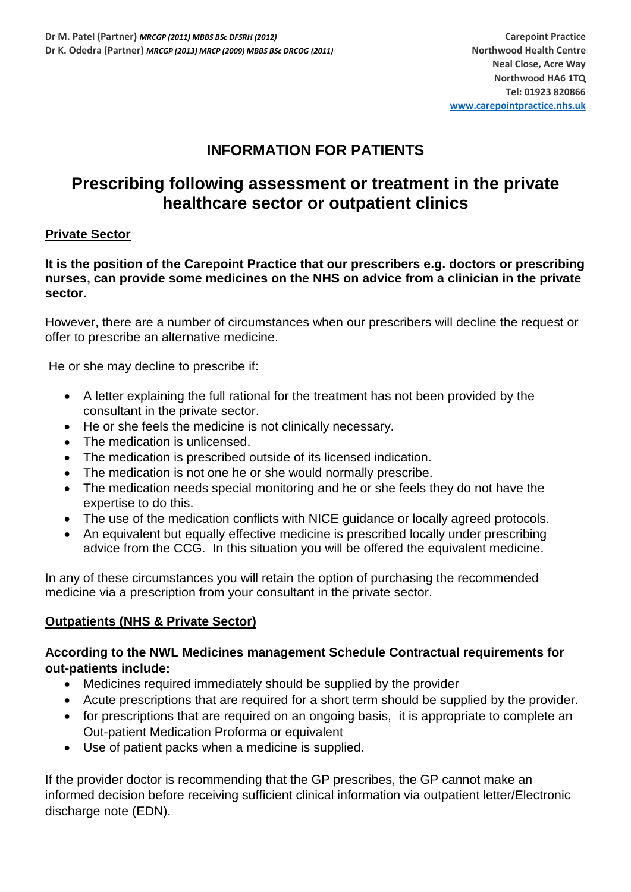**Dr M. Patel (Partner)** ***MRCGP (2011) MBBS BSc DFSRH (2012)***
**Dr K. Odedra (Partner)** ***MRCGP (2013) MRCP (2009) MBBS BSc DRCOG (2011)***

**Carepoint Practice**
**Northwood Health Centre**
**Neal Close, Acre Way**
**Northwood HA6 1TQ**
**Tel: 01923 820866**
**www.carepointpractice.nhs.uk**

# INFORMATION FOR PATIENTS

# Prescribing following assessment or treatment in the private healthcare sector or outpatient clinics

## Private Sector

**It is the position of the Carepoint Practice that our prescribers e.g. doctors or prescribing nurses, can provide some medicines on the NHS on advice from a clinician in the private sector.**

However, there are a number of circumstances when our prescribers will decline the request or offer to prescribe an alternative medicine.

He or she may decline to prescribe if:

- A letter explaining the full rational for the treatment has not been provided by the consultant in the private sector.
- He or she feels the medicine is not clinically necessary.
- The medication is unlicensed.
- The medication is prescribed outside of its licensed indication.
- The medication is not one he or she would normally prescribe.
- The medication needs special monitoring and he or she feels they do not have the expertise to do this.
- The use of the medication conflicts with NICE guidance or locally agreed protocols.
- An equivalent but equally effective medicine is prescribed locally under prescribing advice from the CCG. In this situation you will be offered the equivalent medicine.

In any of these circumstances you will retain the option of purchasing the recommended medicine via a prescription from your consultant in the private sector.

## Outpatients (NHS & Private Sector)

**According to the NWL Medicines management Schedule Contractual requirements for out-patients include:**

- Medicines required immediately should be supplied by the provider
- Acute prescriptions that are required for a short term should be supplied by the provider.
- for prescriptions that are required on an ongoing basis, it is appropriate to complete an Out-patient Medication Proforma or equivalent
- Use of patient packs when a medicine is supplied.

If the provider doctor is recommending that the GP prescribes, the GP cannot make an informed decision before receiving sufficient clinical information via outpatient letter/Electronic discharge note (EDN).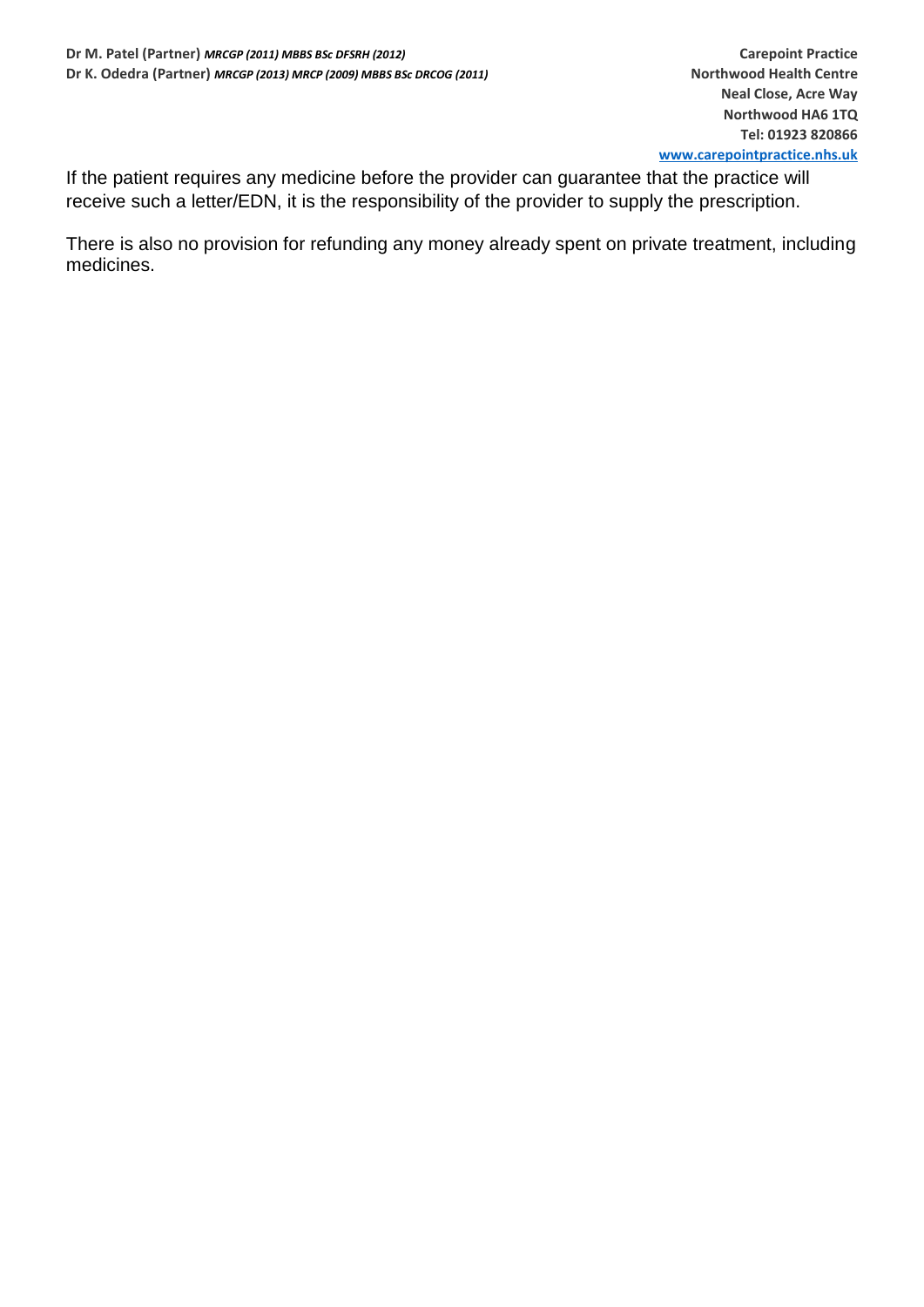If the patient requires any medicine before the provider can guarantee that the practice will receive such a letter/EDN, it is the responsibility of the provider to supply the prescription.

There is also no provision for refunding any money already spent on private treatment, including medicines.